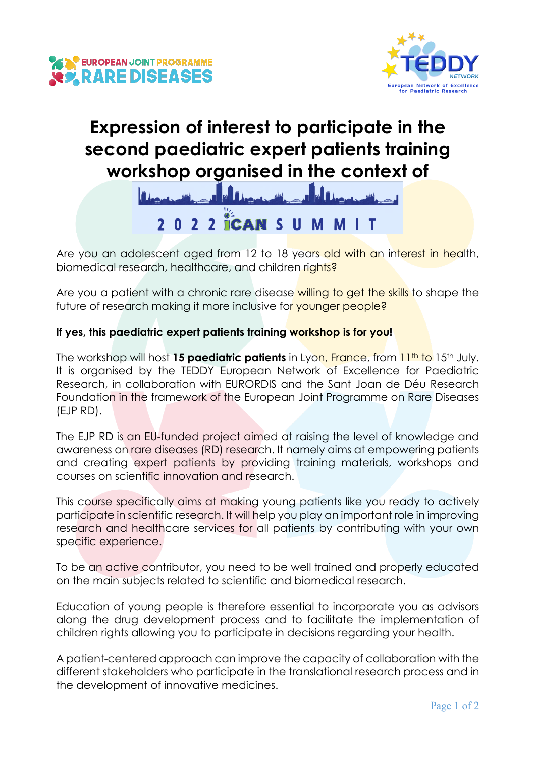# Expression of interest to participate in the second paediatric expert patients training workshop organised in the context of

2 0 2 2 iCAN S U M M I T

Are you an adolescent aged from 12 to 18 years old with an interest in health, biomedical research, healthcare, and children rights?

Are you a patient with a chronic rare disease willing to get the skills to shape the future of research making it more inclusive for younger people?

**If yes, this paediatric expert patients training workshop is for you!**

The workshop will host **15 paediatric patients** in Lyon, France, from 11th to 15th July. It is organised by the TEDDY European Network of Excellence for Paediatric Research, in collaboration with EURORDIS and the Sant Joan de Déu Research Foundation in the framework of the European Joint Programme on Rare Diseases (EJP RD).

The EJP RD is an EU-funded project aimed at raising the level of knowledge and awareness on rare diseases (RD) research. It namely aims at empowering patients and creating expert patients by providing training materials, workshops and courses on scientific innovation and research.

This course specifically aims at making young patients like you ready to actively participate in scientific research. It will help you play an important role in improving research and healthcare services for all patients by contributing with your own specific experience.

To be an active contributor, you need to be well trained and properly educated on the main subjects related to scientific and biomedical research.

Education of young people is therefore essential to incorporate you as advisors along the drug development process and to facilitate the implementation of children rights allowing you to participate in decisions regarding your health.

A patient-centered approach can improve the capacity of collaboration with the different stakeholders who participate in the translational research process and in the development of innovative medicines.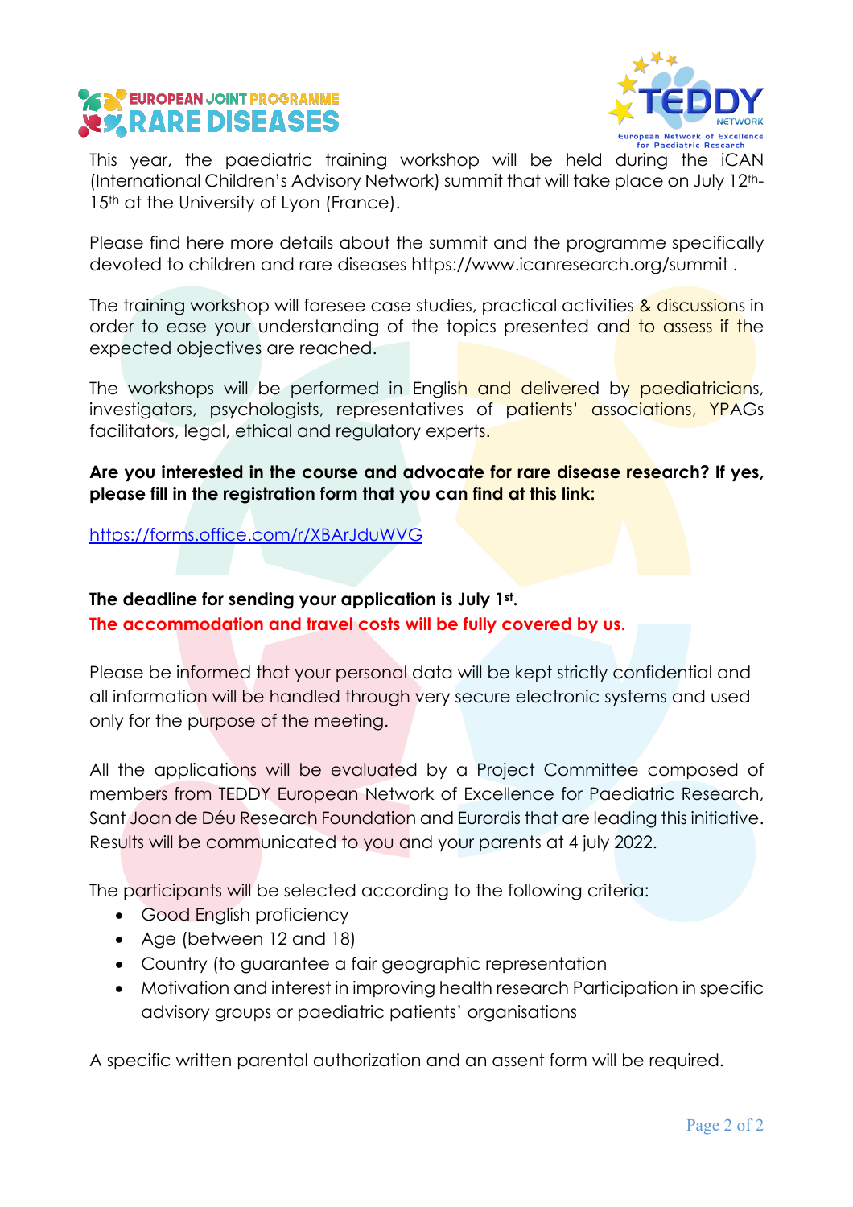This year, the paediatric training workshop will be held during the iCAN (International Children's Advisory Network) summit that will take place on July 12th-15th at the University of Lyon (France).

Please find here more details about the summit and the programme specifically devoted to children and rare diseases https://www.icanresearch.org/summit .

The training workshop will foresee case studies, practical activities & discussions in order to ease your understanding of the topics presented and to assess if the expected objectives are reached.

The workshops will be performed in English and delivered by paediatricians, investigators, psychologists, representatives of patients' associations, YPAGs facilitators, legal, ethical and regulatory experts.

**Are you interested in the course and advocate for rare disease research? If yes, please fill in the registration form that you can find at this link:**

https://forms.office.com/r/XBArJduWVG

**The deadline for sending your application is July 1st.**
**The accommodation and travel costs will be fully covered by us.**

Please be informed that your personal data will be kept strictly confidential and all information will be handled through very secure electronic systems and used only for the purpose of the meeting.

All the applications will be evaluated by a Project Committee composed of members from TEDDY European Network of Excellence for Paediatric Research, Sant Joan de Déu Research Foundation and Eurordis that are leading this initiative. Results will be communicated to you and your parents at 4 july 2022.

The participants will be selected according to the following criteria:

- Good English proficiency
- Age (between 12 and 18)
- Country (to guarantee a fair geographic representation
- Motivation and interest in improving health research Participation in specific advisory groups or paediatric patients' organisations

A specific written parental authorization and an assent form will be required.